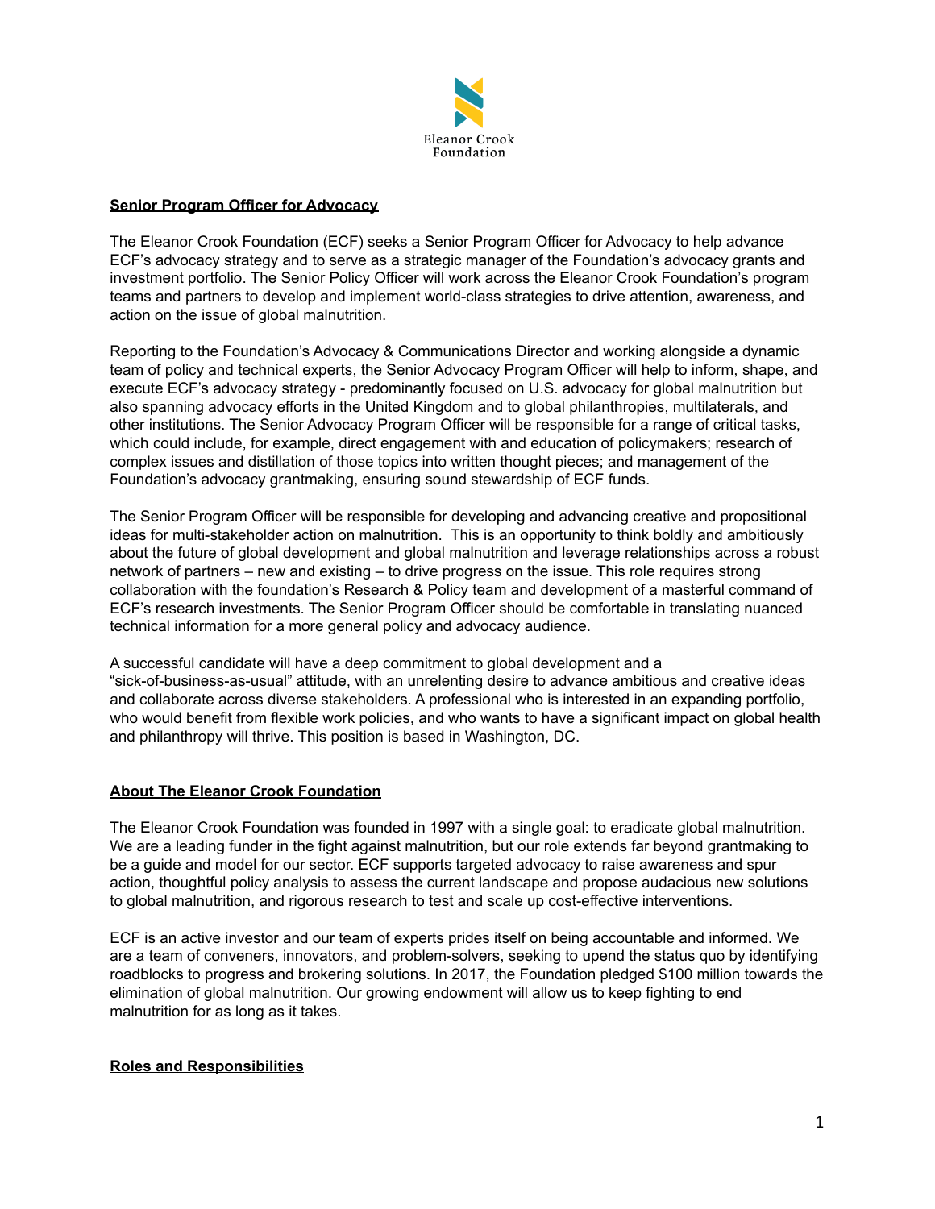Eleanor Crook Foundation

**Senior Program Officer for Advocacy**

The Eleanor Crook Foundation (ECF) seeks a Senior Program Officer for Advocacy to help advance ECF's advocacy strategy and to serve as a strategic manager of the Foundation's advocacy grants and investment portfolio. The Senior Policy Officer will work across the Eleanor Crook Foundation's program teams and partners to develop and implement world-class strategies to drive attention, awareness, and action on the issue of global malnutrition.

Reporting to the Foundation's Advocacy & Communications Director and working alongside a dynamic team of policy and technical experts, the Senior Advocacy Program Officer will help to inform, shape, and execute ECF's advocacy strategy - predominantly focused on U.S. advocacy for global malnutrition but also spanning advocacy efforts in the United Kingdom and to global philanthropies, multilaterals, and other institutions. The Senior Advocacy Program Officer will be responsible for a range of critical tasks, which could include, for example, direct engagement with and education of policymakers; research of complex issues and distillation of those topics into written thought pieces; and management of the Foundation's advocacy grantmaking, ensuring sound stewardship of ECF funds.

The Senior Program Officer will be responsible for developing and advancing creative and propositional ideas for multi-stakeholder action on malnutrition. This is an opportunity to think boldly and ambitiously about the future of global development and global malnutrition and leverage relationships across a robust network of partners – new and existing – to drive progress on the issue. This role requires strong collaboration with the foundation's Research & Policy team and development of a masterful command of ECF's research investments. The Senior Program Officer should be comfortable in translating nuanced technical information for a more general policy and advocacy audience.

A successful candidate will have a deep commitment to global development and a "sick-of-business-as-usual" attitude, with an unrelenting desire to advance ambitious and creative ideas and collaborate across diverse stakeholders. A professional who is interested in an expanding portfolio, who would benefit from flexible work policies, and who wants to have a significant impact on global health and philanthropy will thrive. This position is based in Washington, DC.

**About The Eleanor Crook Foundation**

The Eleanor Crook Foundation was founded in 1997 with a single goal: to eradicate global malnutrition. We are a leading funder in the fight against malnutrition, but our role extends far beyond grantmaking to be a guide and model for our sector. ECF supports targeted advocacy to raise awareness and spur action, thoughtful policy analysis to assess the current landscape and propose audacious new solutions to global malnutrition, and rigorous research to test and scale up cost-effective interventions.

ECF is an active investor and our team of experts prides itself on being accountable and informed. We are a team of conveners, innovators, and problem-solvers, seeking to upend the status quo by identifying roadblocks to progress and brokering solutions. In 2017, the Foundation pledged $100 million towards the elimination of global malnutrition. Our growing endowment will allow us to keep fighting to end malnutrition for as long as it takes.

**Roles and Responsibilities**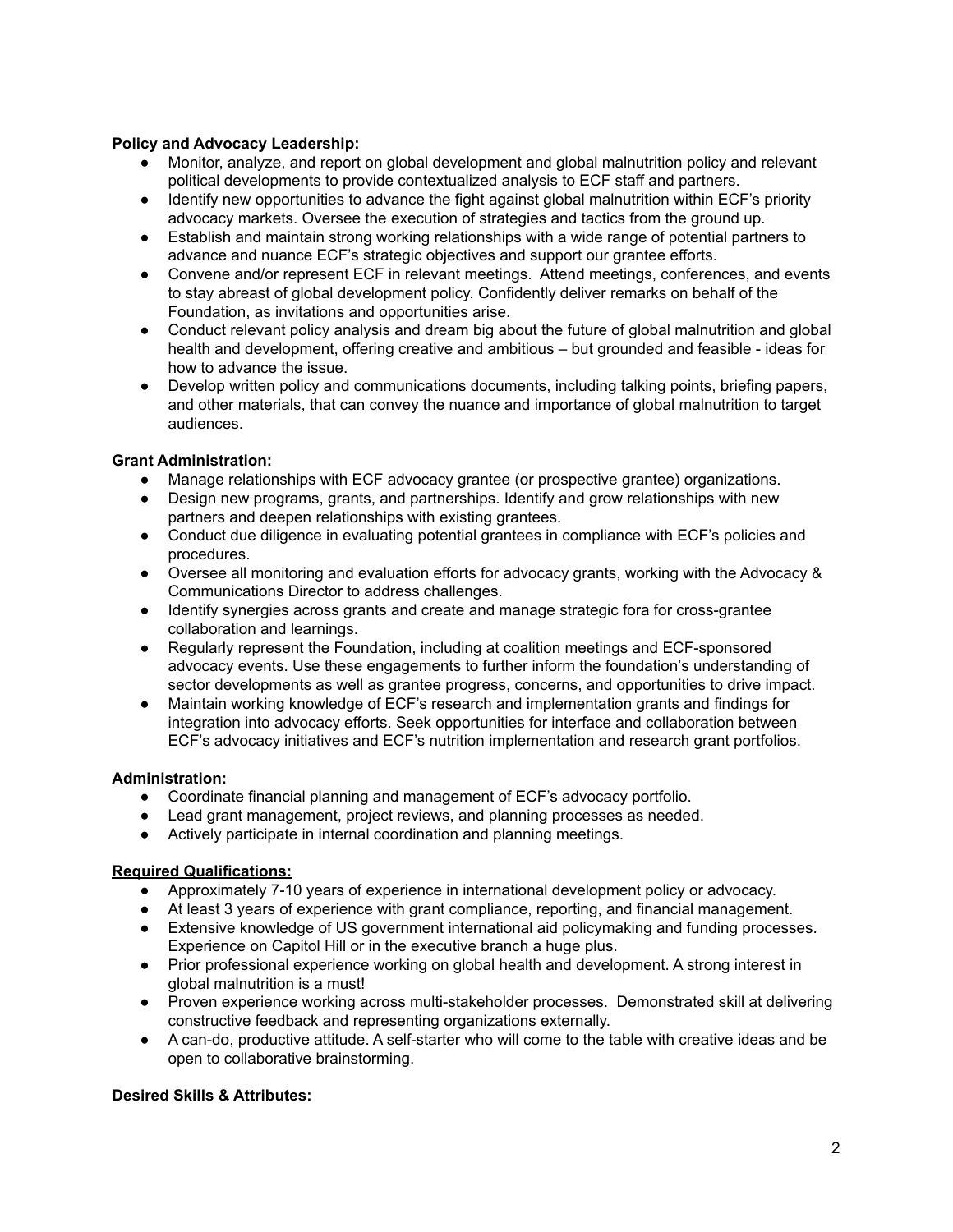**Policy and Advocacy Leadership:**

- Monitor, analyze, and report on global development and global malnutrition policy and relevant political developments to provide contextualized analysis to ECF staff and partners.
- Identify new opportunities to advance the fight against global malnutrition within ECF's priority advocacy markets. Oversee the execution of strategies and tactics from the ground up.
- Establish and maintain strong working relationships with a wide range of potential partners to advance and nuance ECF's strategic objectives and support our grantee efforts.
- Convene and/or represent ECF in relevant meetings. Attend meetings, conferences, and events to stay abreast of global development policy. Confidently deliver remarks on behalf of the Foundation, as invitations and opportunities arise.
- Conduct relevant policy analysis and dream big about the future of global malnutrition and global health and development, offering creative and ambitious – but grounded and feasible - ideas for how to advance the issue.
- Develop written policy and communications documents, including talking points, briefing papers, and other materials, that can convey the nuance and importance of global malnutrition to target audiences.

**Grant Administration:**

- Manage relationships with ECF advocacy grantee (or prospective grantee) organizations.
- Design new programs, grants, and partnerships. Identify and grow relationships with new partners and deepen relationships with existing grantees.
- Conduct due diligence in evaluating potential grantees in compliance with ECF's policies and procedures.
- Oversee all monitoring and evaluation efforts for advocacy grants, working with the Advocacy & Communications Director to address challenges.
- Identify synergies across grants and create and manage strategic fora for cross-grantee collaboration and learnings.
- Regularly represent the Foundation, including at coalition meetings and ECF-sponsored advocacy events. Use these engagements to further inform the foundation's understanding of sector developments as well as grantee progress, concerns, and opportunities to drive impact.
- Maintain working knowledge of ECF's research and implementation grants and findings for integration into advocacy efforts. Seek opportunities for interface and collaboration between ECF's advocacy initiatives and ECF's nutrition implementation and research grant portfolios.

**Administration:**

- Coordinate financial planning and management of ECF's advocacy portfolio.
- Lead grant management, project reviews, and planning processes as needed.
- Actively participate in internal coordination and planning meetings.

**Required Qualifications:**

- Approximately 7-10 years of experience in international development policy or advocacy.
- At least 3 years of experience with grant compliance, reporting, and financial management.
- Extensive knowledge of US government international aid policymaking and funding processes. Experience on Capitol Hill or in the executive branch a huge plus.
- Prior professional experience working on global health and development. A strong interest in global malnutrition is a must!
- Proven experience working across multi-stakeholder processes. Demonstrated skill at delivering constructive feedback and representing organizations externally.
- A can-do, productive attitude. A self-starter who will come to the table with creative ideas and be open to collaborative brainstorming.

**Desired Skills & Attributes:**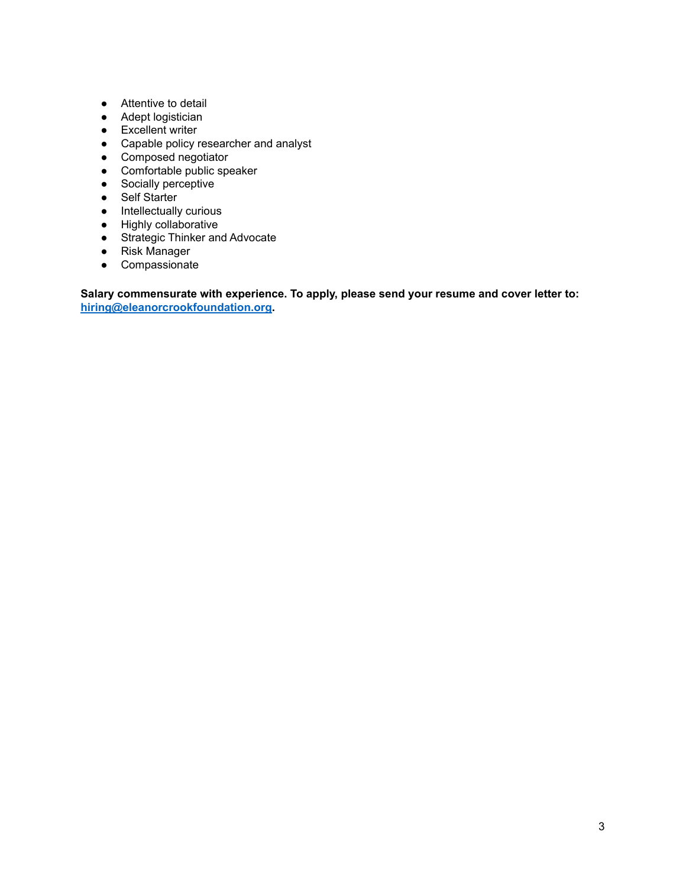- Attentive to detail
- Adept logistician
- Excellent writer
- Capable policy researcher and analyst
- Composed negotiator
- Comfortable public speaker
- Socially perceptive
- Self Starter
- Intellectually curious
- Highly collaborative
- Strategic Thinker and Advocate
- Risk Manager
- Compassionate

**Salary commensurate with experience. To apply, please send your resume and cover letter to: [hiring@eleanorcrookfoundation.org](mailto:hiring@eleanorcrookfoundation.org).**